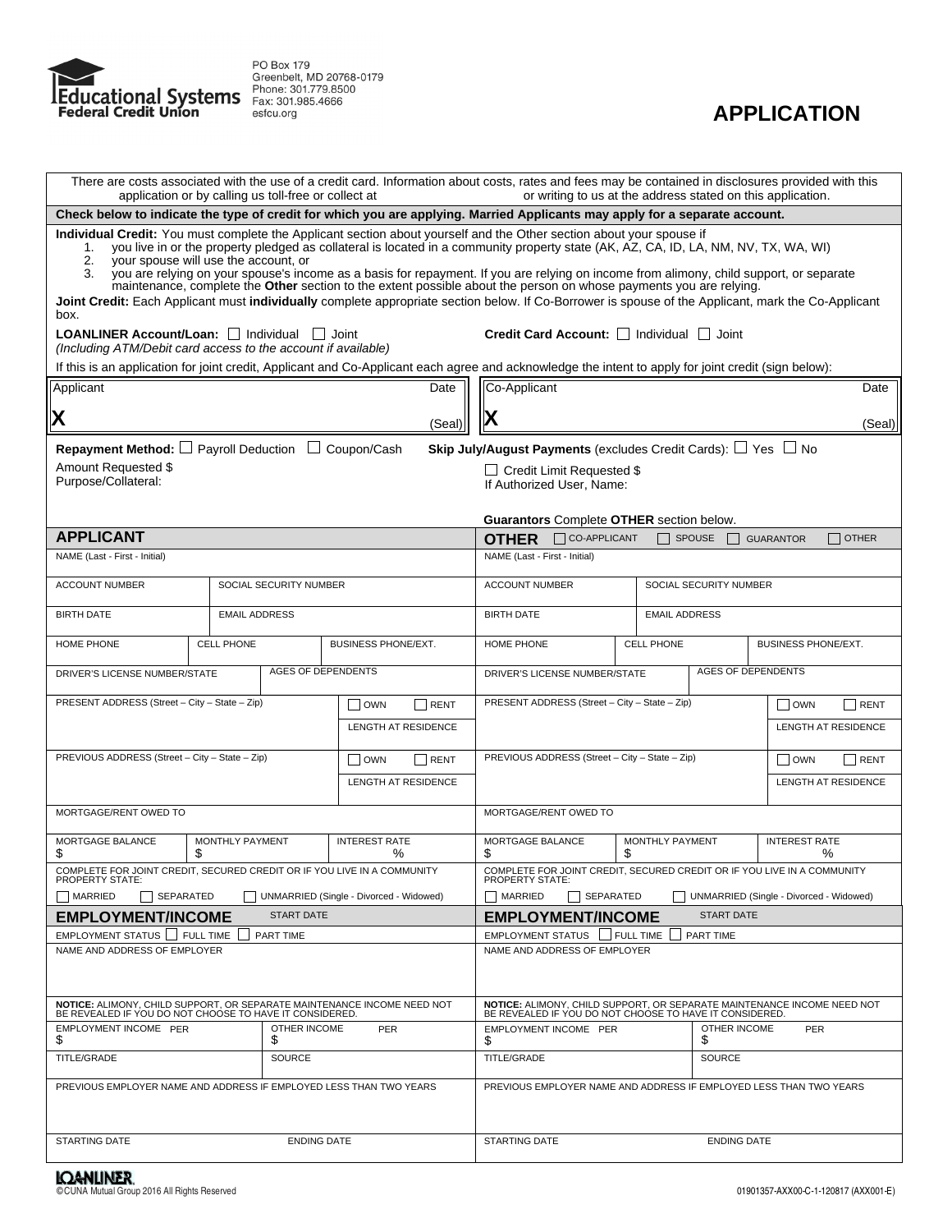Educational Systems Federal Credit Union

PO Box 179
Greenbelt, MD 20768-0179
Phone: 301.779.8500
Fax: 301.985.4666
esfcu.org

# APPLICATION

There are costs associated with the use of a credit card. Information about costs, rates and fees may be contained in disclosures provided with this application or by calling us toll-free or collect at or writing to us at the address stated on this application.

**Check below to indicate the type of credit for which you are applying. Married Applicants may apply for a separate account.**

**Individual Credit:** You must complete the Applicant section about yourself and the Other section about your spouse if

1. you live in or the property pledged as collateral is located in a community property state (AK, AZ, CA, ID, LA, NM, NV, TX, WA, WI)
2. your spouse will use the account, or
3. you are relying on your spouse's income as a basis for repayment. If you are relying on income from alimony, child support, or separate maintenance, complete the **Other** section to the extent possible about the person on whose payments you are relying.

**Joint Credit:** Each Applicant must **individually** complete appropriate section below. If Co-Borrower is spouse of the Applicant, mark the Co-Applicant box.

**LOANLINER Account/Loan:** ☐ Individual ☐ Joint
*(Including ATM/Debit card access to the account if available)*

**Credit Card Account:** ☐ Individual ☐ Joint

If this is an application for joint credit, Applicant and Co-Applicant each agree and acknowledge the intent to apply for joint credit (sign below):

| Applicant | Date | Co-Applicant | Date |
|---|---|---|---|
| X | (Seal) | X | (Seal) |

**Repayment Method:** ☐ Payroll Deduction ☐ Coupon/Cash

**Skip July/August Payments** (excludes Credit Cards): ☐ Yes ☐ No

Amount Requested $
Purpose/Collateral:

☐ Credit Limit Requested $
If Authorized User, Name:

**Guarantors** Complete **OTHER** section below.

## APPLICANT

| | | |
|---|---|---|
| NAME (Last - First - Initial) | | |
| ACCOUNT NUMBER | SOCIAL SECURITY NUMBER | |
| BIRTH DATE | EMAIL ADDRESS | |
| HOME PHONE | CELL PHONE | BUSINESS PHONE/EXT. |
| DRIVER'S LICENSE NUMBER/STATE | AGES OF DEPENDENTS | |
| PRESENT ADDRESS (Street – City – State – Zip) | ☐ OWN ☐ RENT | LENGTH AT RESIDENCE |
| PREVIOUS ADDRESS (Street – City – State – Zip) | ☐ OWN ☐ RENT | LENGTH AT RESIDENCE |
| MORTGAGE/RENT OWED TO | | |
| MORTGAGE BALANCE $ | MONTHLY PAYMENT $ | INTEREST RATE % |

COMPLETE FOR JOINT CREDIT, SECURED CREDIT OR IF YOU LIVE IN A COMMUNITY PROPERTY STATE:
☐ MARRIED ☐ SEPARATED ☐ UNMARRIED (Single - Divorced - Widowed)

## EMPLOYMENT/INCOME

START DATE

EMPLOYMENT STATUS ☐ FULL TIME ☐ PART TIME

NAME AND ADDRESS OF EMPLOYER

**NOTICE:** ALIMONY, CHILD SUPPORT, OR SEPARATE MAINTENANCE INCOME NEED NOT BE REVEALED IF YOU DO NOT CHOOSE TO HAVE IT CONSIDERED.

| | |
|---|---|
| EMPLOYMENT INCOME PER $ | OTHER INCOME PER $ |
| TITLE/GRADE | SOURCE |

PREVIOUS EMPLOYER NAME AND ADDRESS IF EMPLOYED LESS THAN TWO YEARS

| | |
|---|---|
| STARTING DATE | ENDING DATE |

## OTHER

☐ CO-APPLICANT ☐ SPOUSE ☐ GUARANTOR ☐ OTHER

| | | |
|---|---|---|
| NAME (Last - First - Initial) | | |
| ACCOUNT NUMBER | SOCIAL SECURITY NUMBER | |
| BIRTH DATE | EMAIL ADDRESS | |
| HOME PHONE | CELL PHONE | BUSINESS PHONE/EXT. |
| DRIVER'S LICENSE NUMBER/STATE | AGES OF DEPENDENTS | |
| PRESENT ADDRESS (Street – City – State – Zip) | ☐ OWN ☐ RENT | LENGTH AT RESIDENCE |
| PREVIOUS ADDRESS (Street – City – State – Zip) | ☐ OWN ☐ RENT | LENGTH AT RESIDENCE |
| MORTGAGE/RENT OWED TO | | |
| MORTGAGE BALANCE $ | MONTHLY PAYMENT $ | INTEREST RATE % |

COMPLETE FOR JOINT CREDIT, SECURED CREDIT OR IF YOU LIVE IN A COMMUNITY PROPERTY STATE:
☐ MARRIED ☐ SEPARATED ☐ UNMARRIED (Single - Divorced - Widowed)

## EMPLOYMENT/INCOME

START DATE

EMPLOYMENT STATUS ☐ FULL TIME ☐ PART TIME

NAME AND ADDRESS OF EMPLOYER

**NOTICE:** ALIMONY, CHILD SUPPORT, OR SEPARATE MAINTENANCE INCOME NEED NOT BE REVEALED IF YOU DO NOT CHOOSE TO HAVE IT CONSIDERED.

| | |
|---|---|
| EMPLOYMENT INCOME PER $ | OTHER INCOME PER $ |
| TITLE/GRADE | SOURCE |

PREVIOUS EMPLOYER NAME AND ADDRESS IF EMPLOYED LESS THAN TWO YEARS

| | |
|---|---|
| STARTING DATE | ENDING DATE |

LOANLINER
©CUNA Mutual Group 2016 All Rights Reserved

01901357-AXX00-C-1-120817 (AXX001-E)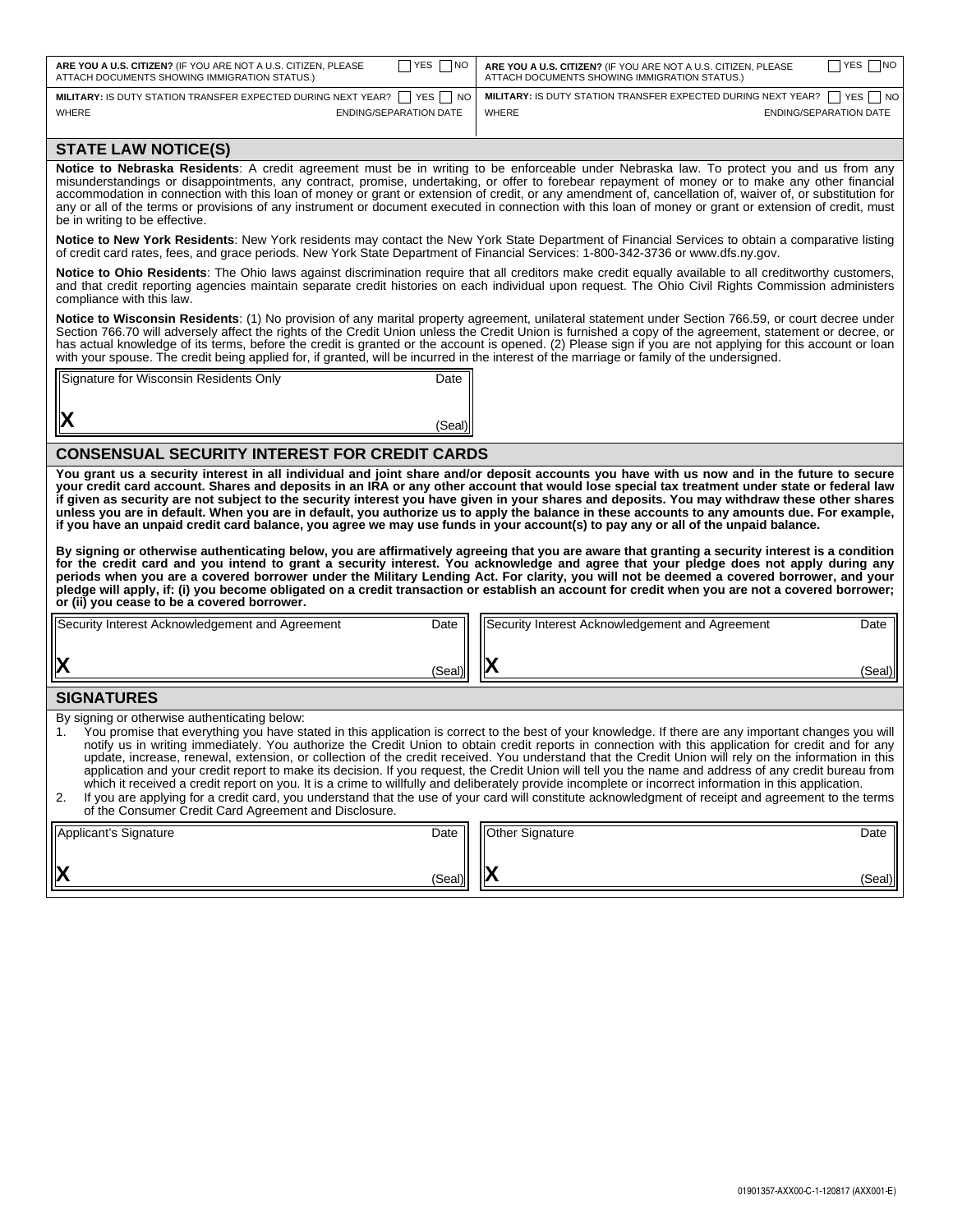| | |
|---|---|
| **ARE YOU A U.S. CITIZEN?** (IF YOU ARE NOT A U.S. CITIZEN, PLEASE ATTACH DOCUMENTS SHOWING IMMIGRATION STATUS.) ☐ YES ☐ NO | **ARE YOU A U.S. CITIZEN?** (IF YOU ARE NOT A U.S. CITIZEN, PLEASE ATTACH DOCUMENTS SHOWING IMMIGRATION STATUS.) ☐ YES ☐ NO |
| **MILITARY:** IS DUTY STATION TRANSFER EXPECTED DURING NEXT YEAR? ☐ YES ☐ NO | **MILITARY:** IS DUTY STATION TRANSFER EXPECTED DURING NEXT YEAR? ☐ YES ☐ NO |
| WHERE ENDING/SEPARATION DATE | WHERE ENDING/SEPARATION DATE |

## STATE LAW NOTICE(S)

**Notice to Nebraska Residents**: A credit agreement must be in writing to be enforceable under Nebraska law. To protect you and us from any misunderstandings or disappointments, any contract, promise, undertaking, or offer to forebear repayment of money or to make any other financial accommodation in connection with this loan of money or grant or extension of credit, or any amendment of, cancellation of, waiver of, or substitution for any or all of the terms or provisions of any instrument or document executed in connection with this loan of money or grant or extension of credit, must be in writing to be effective.

**Notice to New York Residents**: New York residents may contact the New York State Department of Financial Services to obtain a comparative listing of credit card rates, fees, and grace periods. New York State Department of Financial Services: 1-800-342-3736 or www.dfs.ny.gov.

**Notice to Ohio Residents**: The Ohio laws against discrimination require that all creditors make credit equally available to all creditworthy customers, and that credit reporting agencies maintain separate credit histories on each individual upon request. The Ohio Civil Rights Commission administers compliance with this law.

**Notice to Wisconsin Residents**: (1) No provision of any marital property agreement, unilateral statement under Section 766.59, or court decree under Section 766.70 will adversely affect the rights of the Credit Union unless the Credit Union is furnished a copy of the agreement, statement or decree, or has actual knowledge of its terms, before the credit is granted or the account is opened. (2) Please sign if you are not applying for this account or loan with your spouse. The credit being applied for, if granted, will be incurred in the interest of the marriage or family of the undersigned.

| Signature for Wisconsin Residents Only | Date |
|---|---|
| **X** | (Seal) |

## CONSENSUAL SECURITY INTEREST FOR CREDIT CARDS

**You grant us a security interest in all individual and joint share and/or deposit accounts you have with us now and in the future to secure your credit card account. Shares and deposits in an IRA or any other account that would lose special tax treatment under state or federal law if given as security are not subject to the security interest you have given in your shares and deposits. You may withdraw these other shares unless you are in default. When you are in default, you authorize us to apply the balance in these accounts to any amounts due. For example, if you have an unpaid credit card balance, you agree we may use funds in your account(s) to pay any or all of the unpaid balance.**

**By signing or otherwise authenticating below, you are affirmatively agreeing that you are aware that granting a security interest is a condition for the credit card and you intend to grant a security interest. You acknowledge and agree that your pledge does not apply during any periods when you are a covered borrower under the Military Lending Act. For clarity, you will not be deemed a covered borrower, and your pledge will apply, if: (i) you become obligated on a credit transaction or establish an account for credit when you are not a covered borrower; or (ii) you cease to be a covered borrower.**

| Security Interest Acknowledgement and Agreement | Date | Security Interest Acknowledgement and Agreement | Date |
|---|---|---|---|
| **X** | (Seal) | **X** | (Seal) |

## SIGNATURES

By signing or otherwise authenticating below:

1. You promise that everything you have stated in this application is correct to the best of your knowledge. If there are any important changes you will notify us in writing immediately. You authorize the Credit Union to obtain credit reports in connection with this application for credit and for any update, increase, renewal, extension, or collection of the credit received. You understand that the Credit Union will rely on the information in this application and your credit report to make its decision. If you request, the Credit Union will tell you the name and address of any credit bureau from which it received a credit report on you. It is a crime to willfully and deliberately provide incomplete or incorrect information in this application.
2. If you are applying for a credit card, you understand that the use of your card will constitute acknowledgment of receipt and agreement to the terms of the Consumer Credit Card Agreement and Disclosure.

| Applicant's Signature | Date | Other Signature | Date |
|---|---|---|---|
| **X** | (Seal) | **X** | (Seal) |

01901357-AXX00-C-1-120817 (AXX001-E)